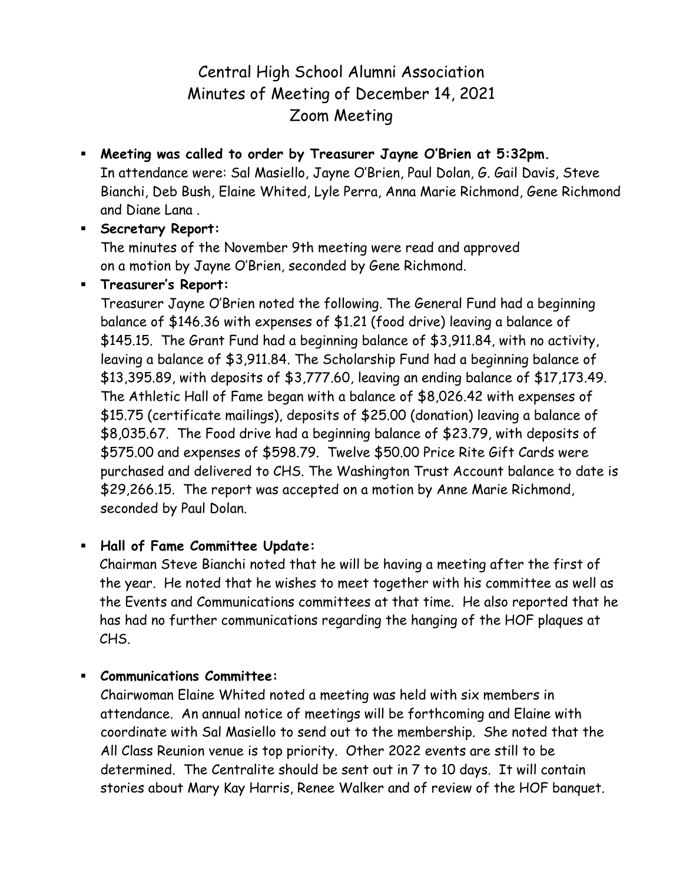# Central High School Alumni Association
## Minutes of Meeting of December 14, 2021
## Zoom Meeting

- **Meeting was called to order by Treasurer Jayne O'Brien at 5:32pm.**
  In attendance were: Sal Masiello, Jayne O'Brien, Paul Dolan, G. Gail Davis, Steve Bianchi, Deb Bush, Elaine Whited, Lyle Perra, Anna Marie Richmond, Gene Richmond and Diane Lana .

- **Secretary Report:**
  The minutes of the November 9th meeting were read and approved on a motion by Jayne O'Brien, seconded by Gene Richmond.

- **Treasurer's Report:**
  Treasurer Jayne O'Brien noted the following. The General Fund had a beginning balance of $146.36 with expenses of $1.21 (food drive) leaving a balance of $145.15. The Grant Fund had a beginning balance of $3,911.84, with no activity, leaving a balance of $3,911.84. The Scholarship Fund had a beginning balance of $13,395.89, with deposits of $3,777.60, leaving an ending balance of $17,173.49. The Athletic Hall of Fame began with a balance of $8,026.42 with expenses of $15.75 (certificate mailings), deposits of $25.00 (donation) leaving a balance of $8,035.67. The Food drive had a beginning balance of $23.79, with deposits of $575.00 and expenses of $598.79. Twelve $50.00 Price Rite Gift Cards were purchased and delivered to CHS. The Washington Trust Account balance to date is $29,266.15. The report was accepted on a motion by Anne Marie Richmond, seconded by Paul Dolan.

- **Hall of Fame Committee Update:**
  Chairman Steve Bianchi noted that he will be having a meeting after the first of the year. He noted that he wishes to meet together with his committee as well as the Events and Communications committees at that time. He also reported that he has had no further communications regarding the hanging of the HOF plaques at CHS.

- **Communications Committee:**
  Chairwoman Elaine Whited noted a meeting was held with six members in attendance. An annual notice of meetings will be forthcoming and Elaine with coordinate with Sal Masiello to send out to the membership. She noted that the All Class Reunion venue is top priority. Other 2022 events are still to be determined. The Centralite should be sent out in 7 to 10 days. It will contain stories about Mary Kay Harris, Renee Walker and of review of the HOF banquet.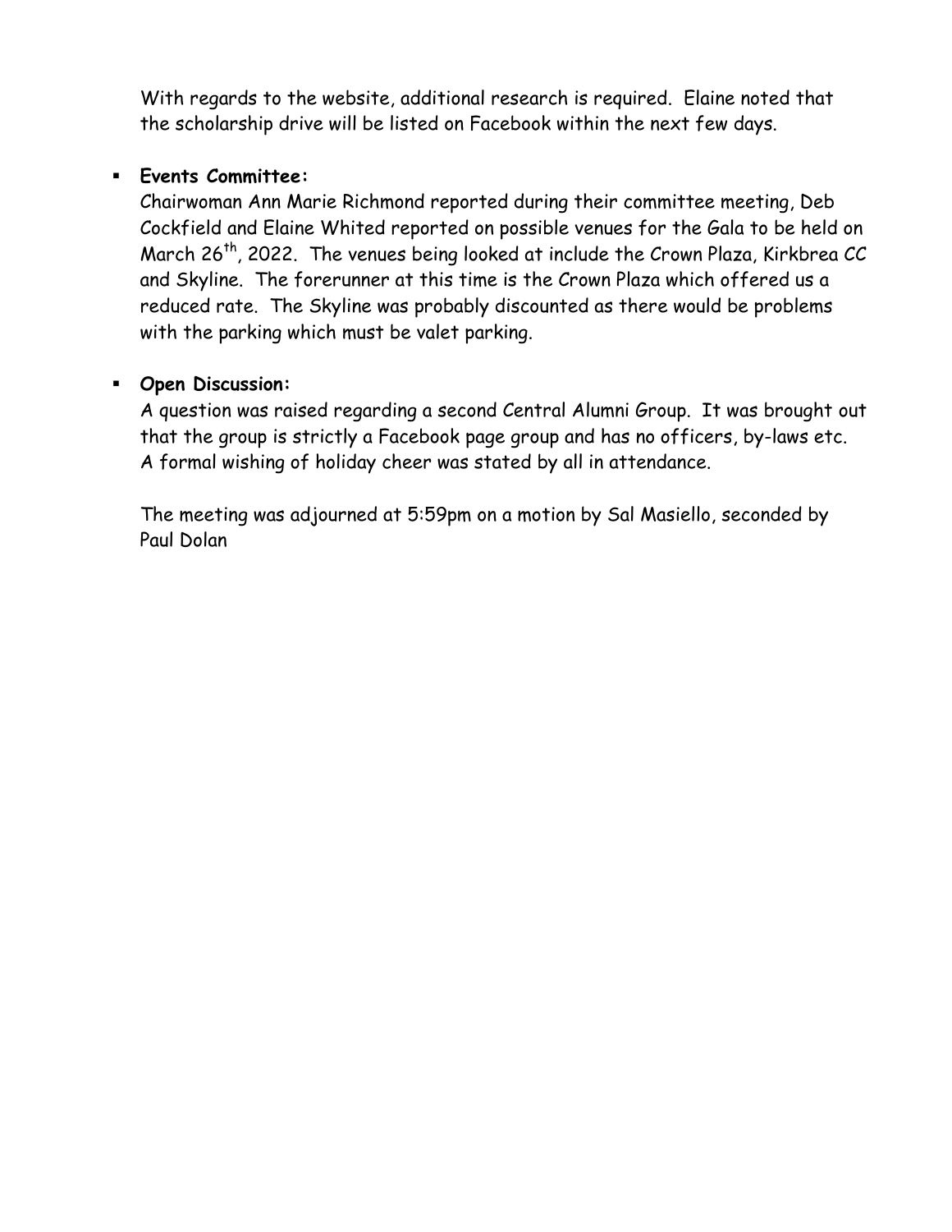With regards to the website, additional research is required. Elaine noted that the scholarship drive will be listed on Facebook within the next few days.

- **Events Committee:**
  Chairwoman Ann Marie Richmond reported during their committee meeting, Deb Cockfield and Elaine Whited reported on possible venues for the Gala to be held on March 26th, 2022. The venues being looked at include the Crown Plaza, Kirkbrea CC and Skyline. The forerunner at this time is the Crown Plaza which offered us a reduced rate. The Skyline was probably discounted as there would be problems with the parking which must be valet parking.

- **Open Discussion:**
  A question was raised regarding a second Central Alumni Group. It was brought out that the group is strictly a Facebook page group and has no officers, by-laws etc. A formal wishing of holiday cheer was stated by all in attendance.

  The meeting was adjourned at 5:59pm on a motion by Sal Masiello, seconded by Paul Dolan